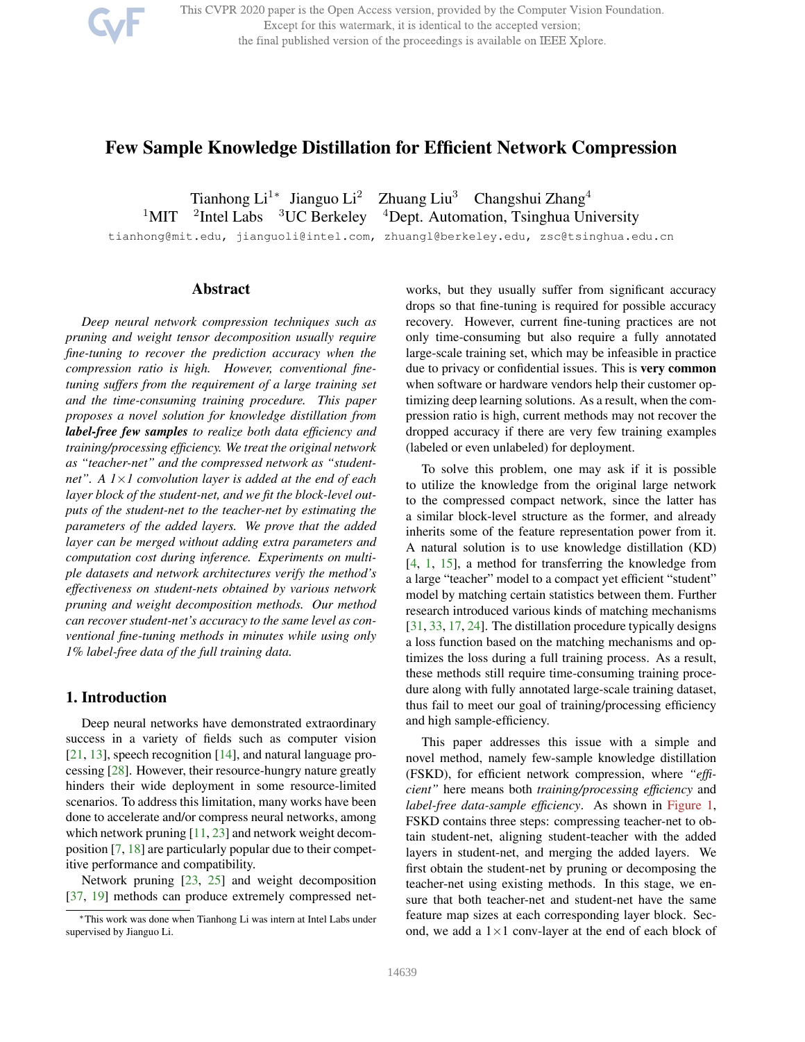# Few Sample Knowledge Distillation for Efficient Network Compression

Tianhong Li[1*] Jianguo Li[2] Zhuang Liu[3] Changshui Zhang[4]

[1]MIT [2]Intel Labs [3]UC Berkeley [4]Dept. Automation, Tsinghua University

tianhong@mit.edu, jianguoli@intel.com, zhuangl@berkeley.edu, zsc@tsinghua.edu.cn

## Abstract

*Deep neural network compression techniques such as pruning and weight tensor decomposition usually require fine-tuning to recover the prediction accuracy when the compression ratio is high. However, conventional fine-tuning suffers from the requirement of a large training set and the time-consuming training procedure. This paper proposes a novel solution for knowledge distillation from* ***label-free few samples*** *to realize both data efficiency and training/processing efficiency. We treat the original network as "teacher-net" and the compressed network as "student-net". A 1×1 convolution layer is added at the end of each layer block of the student-net, and we fit the block-level outputs of the student-net to the teacher-net by estimating the parameters of the added layers. We prove that the added layer can be merged without adding extra parameters and computation cost during inference. Experiments on multiple datasets and network architectures verify the method's effectiveness on student-nets obtained by various network pruning and weight decomposition methods. Our method can recover student-net's accuracy to the same level as conventional fine-tuning methods in minutes while using only 1% label-free data of the full training data.*

## 1. Introduction

Deep neural networks have demonstrated extraordinary success in a variety of fields such as computer vision [21, 13], speech recognition [14], and natural language processing [28]. However, their resource-hungry nature greatly hinders their wide deployment in some resource-limited scenarios. To address this limitation, many works have been done to accelerate and/or compress neural networks, among which network pruning [11, 23] and network weight decomposition [7, 18] are particularly popular due to their competitive performance and compatibility.

Network pruning [23, 25] and weight decomposition [37, 19] methods can produce extremely compressed networks, but they usually suffer from significant accuracy drops so that fine-tuning is required for possible accuracy recovery. However, current fine-tuning practices are not only time-consuming but also require a fully annotated large-scale training set, which may be infeasible in practice due to privacy or confidential issues. This is **very common** when software or hardware vendors help their customer optimizing deep learning solutions. As a result, when the compression ratio is high, current methods may not recover the dropped accuracy if there are very few training examples (labeled or even unlabeled) for deployment.

To solve this problem, one may ask if it is possible to utilize the knowledge from the original large network to the compressed compact network, since the latter has a similar block-level structure as the former, and already inherits some of the feature representation power from it. A natural solution is to use knowledge distillation (KD) [4, 1, 15], a method for transferring the knowledge from a large "teacher" model to a compact yet efficient "student" model by matching certain statistics between them. Further research introduced various kinds of matching mechanisms [31, 33, 17, 24]. The distillation procedure typically designs a loss function based on the matching mechanisms and optimizes the loss during a full training process. As a result, these methods still require time-consuming training procedure along with fully annotated large-scale training dataset, thus fail to meet our goal of training/processing efficiency and high sample-efficiency.

This paper addresses this issue with a simple and novel method, namely few-sample knowledge distillation (FSKD), for efficient network compression, where *"efficient"* here means both *training/processing efficiency* and *label-free data-sample efficiency*. As shown in Figure 1, FSKD contains three steps: compressing teacher-net to obtain student-net, aligning student-teacher with the added layers in student-net, and merging the added layers. We first obtain the student-net by pruning or decomposing the teacher-net using existing methods. In this stage, we ensure that both teacher-net and student-net have the same feature map sizes at each corresponding layer block. Second, we add a 1×1 conv-layer at the end of each block of

[*]This work was done when Tianhong Li was intern at Intel Labs under supervised by Jianguo Li.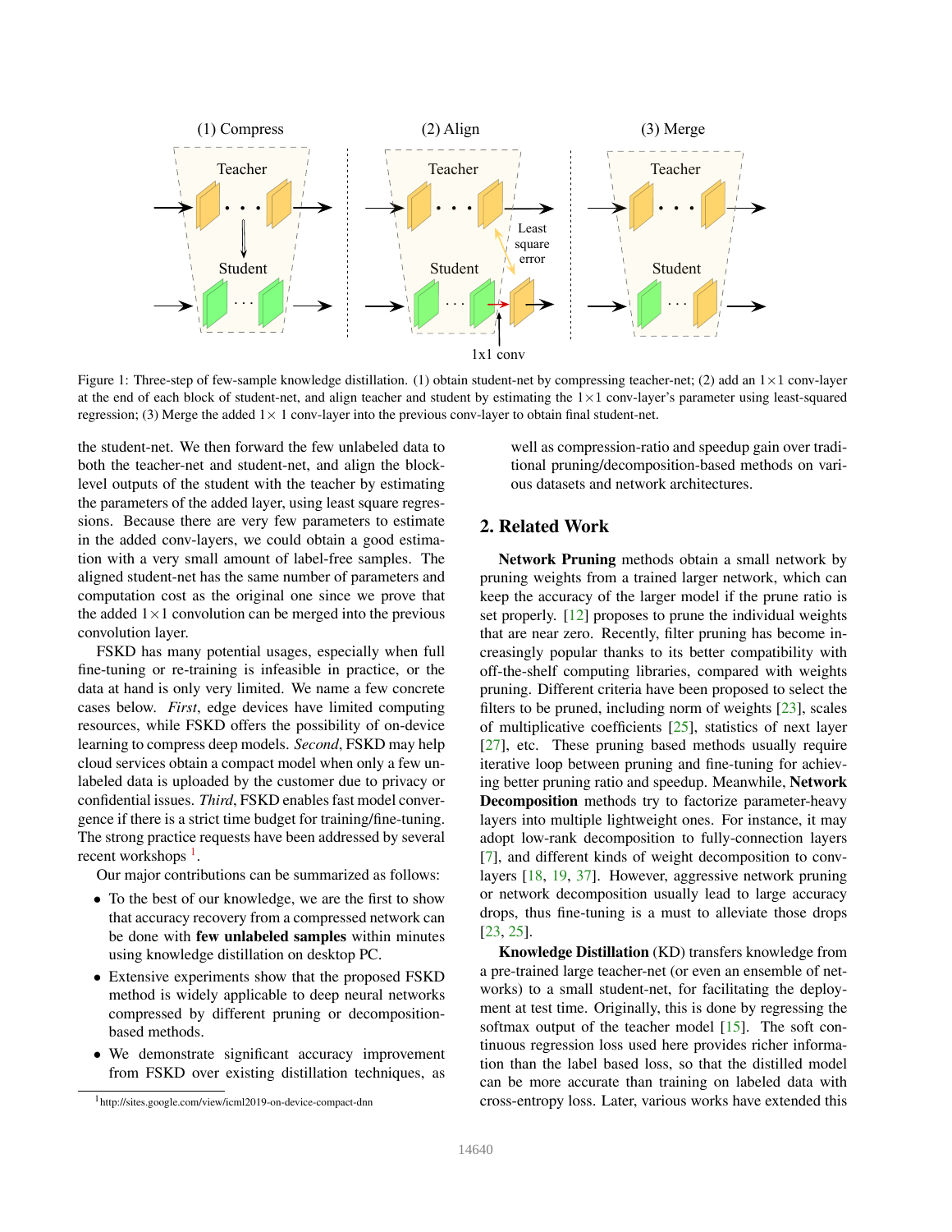Figure 1: Three-step of few-sample knowledge distillation. (1) obtain student-net by compressing teacher-net; (2) add an $1\times1$ conv-layer at the end of each block of student-net, and align teacher and student by estimating the $1\times1$ conv-layer's parameter using least-squared regression; (3) Merge the added $1\times$ 1 conv-layer into the previous conv-layer to obtain final student-net.

the student-net. We then forward the few unlabeled data to both the teacher-net and student-net, and align the block-level outputs of the student with the teacher by estimating the parameters of the added layer, using least square regressions. Because there are very few parameters to estimate in the added conv-layers, we could obtain a good estimation with a very small amount of label-free samples. The aligned student-net has the same number of parameters and computation cost as the original one since we prove that the added $1\times1$ convolution can be merged into the previous convolution layer.

FSKD has many potential usages, especially when full fine-tuning or re-training is infeasible in practice, or the data at hand is only very limited. We name a few concrete cases below. *First*, edge devices have limited computing resources, while FSKD offers the possibility of on-device learning to compress deep models. *Second*, FSKD may help cloud services obtain a compact model when only a few unlabeled data is uploaded by the customer due to privacy or confidential issues. *Third*, FSKD enables fast model convergence if there is a strict time budget for training/fine-tuning. The strong practice requests have been addressed by several recent workshops [1].

Our major contributions can be summarized as follows:

- To the best of our knowledge, we are the first to show that accuracy recovery from a compressed network can be done with **few unlabeled samples** within minutes using knowledge distillation on desktop PC.
- Extensive experiments show that the proposed FSKD method is widely applicable to deep neural networks compressed by different pruning or decomposition-based methods.
- We demonstrate significant accuracy improvement from FSKD over existing distillation techniques, as well as compression-ratio and speedup gain over traditional pruning/decomposition-based methods on various datasets and network architectures.

[1] http://sites.google.com/view/icml2019-on-device-compact-dnn

## 2. Related Work

**Network Pruning** methods obtain a small network by pruning weights from a trained larger network, which can keep the accuracy of the larger model if the prune ratio is set properly. [12] proposes to prune the individual weights that are near zero. Recently, filter pruning has become increasingly popular thanks to its better compatibility with off-the-shelf computing libraries, compared with weights pruning. Different criteria have been proposed to select the filters to be pruned, including norm of weights [23], scales of multiplicative coefficients [25], statistics of next layer [27], etc. These pruning based methods usually require iterative loop between pruning and fine-tuning for achieving better pruning ratio and speedup. Meanwhile, **Network Decomposition** methods try to factorize parameter-heavy layers into multiple lightweight ones. For instance, it may adopt low-rank decomposition to fully-connection layers [7], and different kinds of weight decomposition to conv-layers [18, 19, 37]. However, aggressive network pruning or network decomposition usually lead to large accuracy drops, thus fine-tuning is a must to alleviate those drops [23, 25].

**Knowledge Distillation** (KD) transfers knowledge from a pre-trained large teacher-net (or even an ensemble of networks) to a small student-net, for facilitating the deployment at test time. Originally, this is done by regressing the softmax output of the teacher model [15]. The soft continuous regression loss used here provides richer information than the label based loss, so that the distilled model can be more accurate than training on labeled data with cross-entropy loss. Later, various works have extended this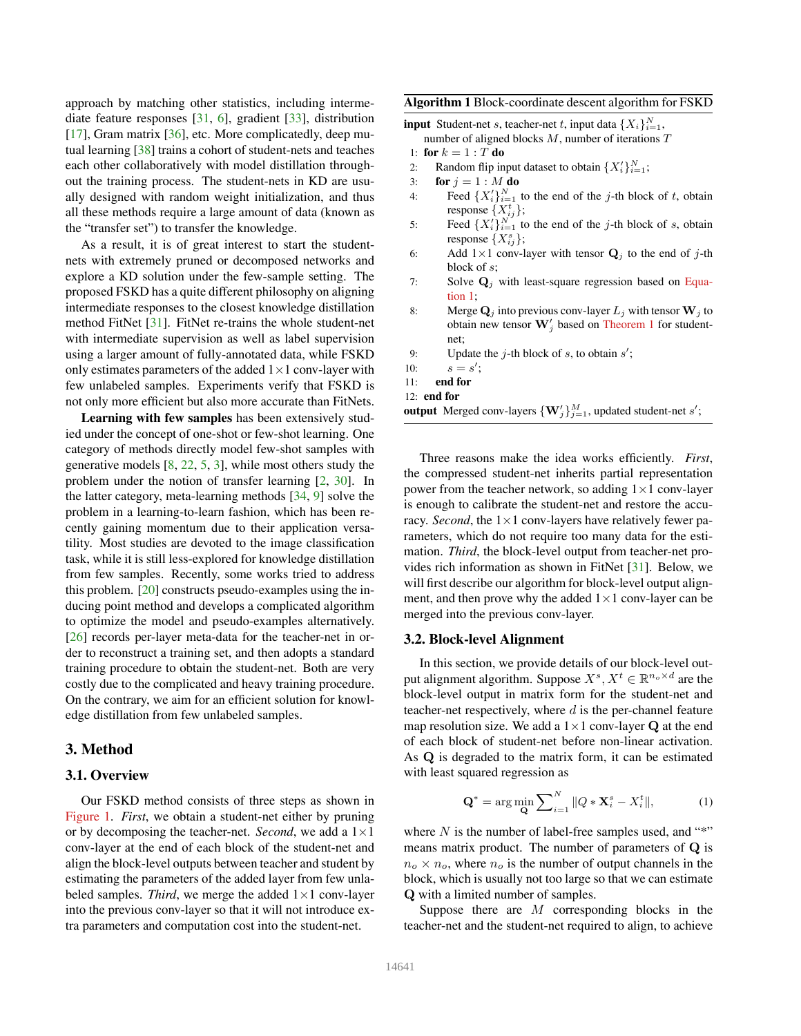approach by matching other statistics, including intermediate feature responses [31, 6], gradient [33], distribution [17], Gram matrix [36], etc. More complicatedly, deep mutual learning [38] trains a cohort of student-nets and teaches each other collaboratively with model distillation throughout the training process. The student-nets in KD are usually designed with random weight initialization, and thus all these methods require a large amount of data (known as the "transfer set") to transfer the knowledge.

As a result, it is of great interest to start the student-nets with extremely pruned or decomposed networks and explore a KD solution under the few-sample setting. The proposed FSKD has a quite different philosophy on aligning intermediate responses to the closest knowledge distillation method FitNet [31]. FitNet re-trains the whole student-net with intermediate supervision as well as label supervision using a larger amount of fully-annotated data, while FSKD only estimates parameters of the added $1\times1$ conv-layer with few unlabeled samples. Experiments verify that FSKD is not only more efficient but also more accurate than FitNets.

**Learning with few samples** has been extensively studied under the concept of one-shot or few-shot learning. One category of methods directly model few-shot samples with generative models [8, 22, 5, 3], while most others study the problem under the notion of transfer learning [2, 30]. In the latter category, meta-learning methods [34, 9] solve the problem in a learning-to-learn fashion, which has been recently gaining momentum due to their application versatility. Most studies are devoted to the image classification task, while it is still less-explored for knowledge distillation from few samples. Recently, some works tried to address this problem. [20] constructs pseudo-examples using the inducing point method and develops a complicated algorithm to optimize the model and pseudo-examples alternatively. [26] records per-layer meta-data for the teacher-net in order to reconstruct a training set, and then adopts a standard training procedure to obtain the student-net. Both are very costly due to the complicated and heavy training procedure. On the contrary, we aim for an efficient solution for knowledge distillation from few unlabeled samples.

## 3. Method

### 3.1. Overview

Our FSKD method consists of three steps as shown in Figure 1. *First*, we obtain a student-net either by pruning or by decomposing the teacher-net. *Second*, we add a $1\times1$ conv-layer at the end of each block of the student-net and align the block-level outputs between teacher and student by estimating the parameters of the added layer from few unlabeled samples. *Third*, we merge the added $1\times1$ conv-layer into the previous conv-layer so that it will not introduce extra parameters and computation cost into the student-net.

**Algorithm 1** Block-coordinate descent algorithm for FSKD

**input** Student-net $s$, teacher-net $t$, input data $\{X_i\}_{i=1}^N$, number of aligned blocks $M$, number of iterations $T$

```
1:  for k = 1 : T do
2:    Random flip input dataset to obtain {X'_i}_{i=1}^N;
3:    for j = 1 : M do
4:      Feed {X'_i}_{i=1}^N to the end of the j-th block of t, obtain response {X^t_ij};
5:      Feed {X'_i}_{i=1}^N to the end of the j-th block of s, obtain response {X^s_ij};
6:      Add 1×1 conv-layer with tensor Q_j to the end of j-th block of s;
7:      Solve Q_j with least-square regression based on Equation 1;
8:      Merge Q_j into previous conv-layer L_j with tensor W_j to obtain new tensor W'_j based on Theorem 1 for student-net;
9:      Update the j-th block of s, to obtain s';
10:     s = s';
11:   end for
12: end for
```

**output** Merged conv-layers $\{\mathbf{W}'_j\}_{j=1}^M$, updated student-net $s'$;

Three reasons make the idea works efficiently. *First*, the compressed student-net inherits partial representation power from the teacher network, so adding $1\times1$ conv-layer is enough to calibrate the student-net and restore the accuracy. *Second*, the $1\times1$ conv-layers have relatively fewer parameters, which do not require too many data for the estimation. *Third*, the block-level output from teacher-net provides rich information as shown in FitNet [31]. Below, we will first describe our algorithm for block-level output alignment, and then prove why the added $1\times1$ conv-layer can be merged into the previous conv-layer.

### 3.2. Block-level Alignment

In this section, we provide details of our block-level output alignment algorithm. Suppose $X^s, X^t \in \mathbb{R}^{n_o \times d}$ are the block-level output in matrix form for the student-net and teacher-net respectively, where $d$ is the per-channel feature map resolution size. We add a $1\times1$ conv-layer $\mathbf{Q}$ at the end of each block of student-net before non-linear activation. As $\mathbf{Q}$ is degraded to the matrix form, it can be estimated with least squared regression as

$$\mathbf{Q}^* = \arg\min_{\mathbf{Q}} \sum_{i=1}^{N} \|Q * \mathbf{X}_i^s - X_i^t\|, \tag{1}$$

where $N$ is the number of label-free samples used, and "*" means matrix product. The number of parameters of $\mathbf{Q}$ is $n_o \times n_o$, where $n_o$ is the number of output channels in the block, which is usually not too large so that we can estimate $\mathbf{Q}$ with a limited number of samples.

Suppose there are $M$ corresponding blocks in the teacher-net and the student-net required to align, to achieve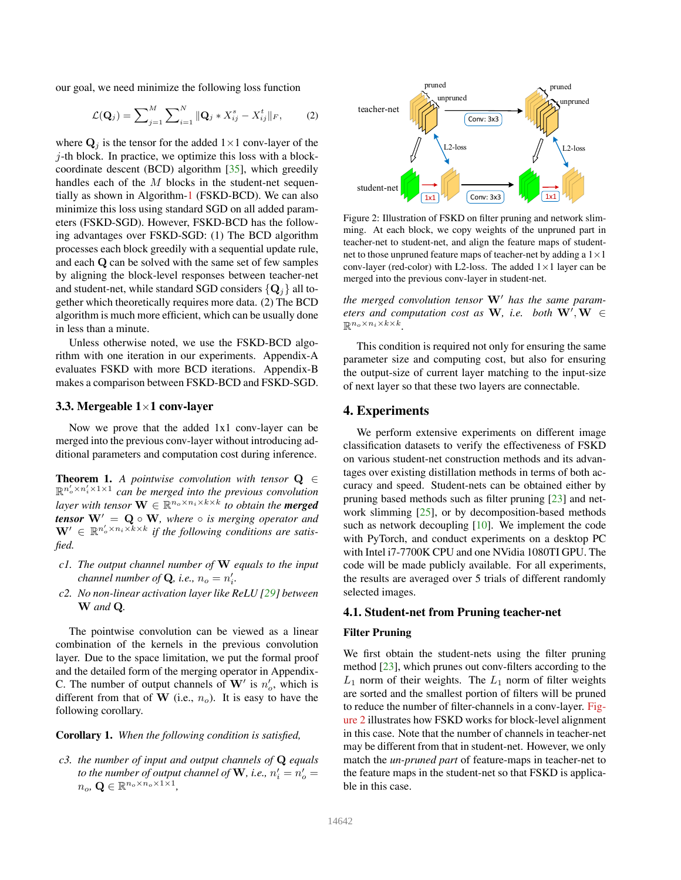our goal, we need minimize the following loss function

$$\mathcal{L}(\mathbf{Q}_j) = \sum_{j=1}^{M} \sum_{i=1}^{N} \| \mathbf{Q}_j * X_{ij}^s - X_{ij}^t \|_F, \tag{2}$$

where $\mathbf{Q}_j$ is the tensor for the added $1\times1$ conv-layer of the $j$-th block. In practice, we optimize this loss with a block-coordinate descent (BCD) algorithm [35], which greedily handles each of the $M$ blocks in the student-net sequentially as shown in Algorithm-1 (FSKD-BCD). We can also minimize this loss using standard SGD on all added parameters (FSKD-SGD). However, FSKD-BCD has the following advantages over FSKD-SGD: (1) The BCD algorithm processes each block greedily with a sequential update rule, and each $\mathbf{Q}$ can be solved with the same set of few samples by aligning the block-level responses between teacher-net and student-net, while standard SGD considers $\{\mathbf{Q}_j\}$ all together which theoretically requires more data. (2) The BCD algorithm is much more efficient, which can be usually done in less than a minute.

Unless otherwise noted, we use the FSKD-BCD algorithm with one iteration in our experiments. Appendix-A evaluates FSKD with more BCD iterations. Appendix-B makes a comparison between FSKD-BCD and FSKD-SGD.

### 3.3. Mergeable 1×1 conv-layer

Now we prove that the added 1x1 conv-layer can be merged into the previous conv-layer without introducing additional parameters and computation cost during inference.

**Theorem 1.** *A pointwise convolution with tensor* $\mathbf{Q} \in \mathbb{R}^{n'_o \times n'_i \times 1 \times 1}$ *can be merged into the previous convolution layer with tensor* $\mathbf{W} \in \mathbb{R}^{n_o \times n_i \times k \times k}$ *to obtain the **merged tensor*** $\mathbf{W}' = \mathbf{Q} \circ \mathbf{W}$*, where* $\circ$ *is merging operator and* $\mathbf{W}' \in \mathbb{R}^{n'_o \times n_i \times k \times k}$ *if the following conditions are satisfied.*

- *c1. The output channel number of* $\mathbf{W}$ *equals to the input channel number of* $\mathbf{Q}$*, i.e.,* $n_o = n'_i$*.*
- *c2. No non-linear activation layer like ReLU [29] between* $\mathbf{W}$ *and* $\mathbf{Q}$*.*

The pointwise convolution can be viewed as a linear combination of the kernels in the previous convolution layer. Due to the space limitation, we put the formal proof and the detailed form of the merging operator in Appendix-C. The number of output channels of $\mathbf{W}'$ is $n'_o$, which is different from that of $\mathbf{W}$ (i.e., $n_o$). It is easy to have the following corollary.

**Corollary 1.** *When the following condition is satisfied,*

- *c3. the number of input and output channels of* $\mathbf{Q}$ *equals to the number of output channel of* $\mathbf{W}$*, i.e.,* $n'_i = n'_o = n_o$*,* $\mathbf{Q} \in \mathbb{R}^{n_o \times n_o \times 1 \times 1}$*,*

Figure 2: Illustration of FSKD on filter pruning and network slimming. At each block, we copy weights of the unpruned part in teacher-net to student-net, and align the feature maps of student-net to those unpruned feature maps of teacher-net by adding a $1\times1$ conv-layer (red-color) with L2-loss. The added $1\times1$ layer can be merged into the previous conv-layer in student-net.

*the merged convolution tensor* $\mathbf{W}'$ *has the same parameters and computation cost as* $\mathbf{W}$*, i.e. both* $\mathbf{W}', \mathbf{W} \in \mathbb{R}^{n_o \times n_i \times k \times k}$*.*

This condition is required not only for ensuring the same parameter size and computing cost, but also for ensuring the output-size of current layer matching to the input-size of next layer so that these two layers are connectable.

## 4. Experiments

We perform extensive experiments on different image classification datasets to verify the effectiveness of FSKD on various student-net construction methods and its advantages over existing distillation methods in terms of both accuracy and speed. Student-nets can be obtained either by pruning based methods such as filter pruning [23] and network slimming [25], or by decomposition-based methods such as network decoupling [10]. We implement the code with PyTorch, and conduct experiments on a desktop PC with Intel i7-7700K CPU and one NVidia 1080TI GPU. The code will be made publicly available. For all experiments, the results are averaged over 5 trials of different randomly selected images.

### 4.1. Student-net from Pruning teacher-net

#### Filter Pruning

We first obtain the student-nets using the filter pruning method [23], which prunes out conv-filters according to the $L_1$ norm of their weights. The $L_1$ norm of filter weights are sorted and the smallest portion of filters will be pruned to reduce the number of filter-channels in a conv-layer. Figure 2 illustrates how FSKD works for block-level alignment in this case. Note that the number of channels in teacher-net may be different from that in student-net. However, we only match the *un-pruned part* of feature-maps in teacher-net to the feature maps in the student-net so that FSKD is applicable in this case.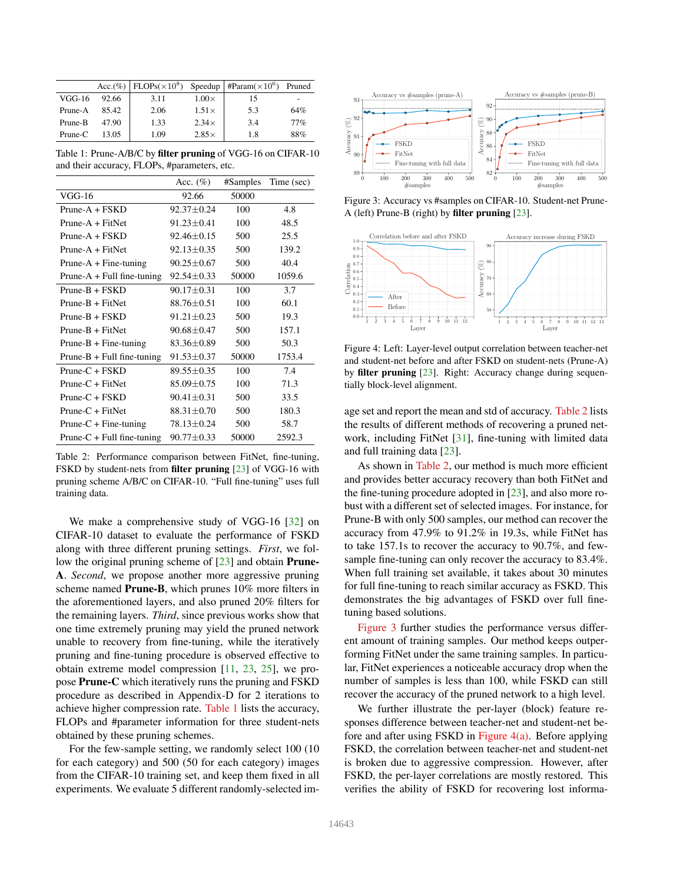|  | Acc.(%) | FLOPs($\times 10^8$) | Speedup | #Param($\times 10^6$) | Pruned |
|---|---|---|---|---|---|
| VGG-16 | 92.66 | 3.11 | 1.00× | 15 | - |
| Prune-A | 85.42 | 2.06 | 1.51× | 5.3 | 64% |
| Prune-B | 47.90 | 1.33 | 2.34× | 3.4 | 77% |
| Prune-C | 13.05 | 1.09 | 2.85× | 1.8 | 88% |

Table 1: Prune-A/B/C by **filter pruning** of VGG-16 on CIFAR-10 and their accuracy, FLOPs, #parameters, etc.

|  | Acc. (%) | #Samples | Time (sec) |
|---|---|---|---|
| VGG-16 | 92.66 | 50000 |  |
| Prune-A + FSKD | 92.37±0.24 | 100 | 4.8 |
| Prune-A + FitNet | 91.23±0.41 | 100 | 48.5 |
| Prune-A + FSKD | 92.46±0.15 | 500 | 25.5 |
| Prune-A + FitNet | 92.13±0.35 | 500 | 139.2 |
| Prune-A + Fine-tuning | 90.25±0.67 | 500 | 40.4 |
| Prune-A + Full fine-tuning | 92.54±0.33 | 50000 | 1059.6 |
| Prune-B + FSKD | 90.17±0.31 | 100 | 3.7 |
| Prune-B + FitNet | 88.76±0.51 | 100 | 60.1 |
| Prune-B + FSKD | 91.21±0.23 | 500 | 19.3 |
| Prune-B + FitNet | 90.68±0.47 | 500 | 157.1 |
| Prune-B + Fine-tuning | 83.36±0.89 | 500 | 50.3 |
| Prune-B + Full fine-tuning | 91.53±0.37 | 50000 | 1753.4 |
| Prune-C + FSKD | 89.55±0.35 | 100 | 7.4 |
| Prune-C + FitNet | 85.09±0.75 | 100 | 71.3 |
| Prune-C + FSKD | 90.41±0.31 | 500 | 33.5 |
| Prune-C + FitNet | 88.31±0.70 | 500 | 180.3 |
| Prune-C + Fine-tuning | 78.13±0.24 | 500 | 58.7 |
| Prune-C + Full fine-tuning | 90.77±0.33 | 50000 | 2592.3 |

Table 2: Performance comparison between FitNet, fine-tuning, FSKD by student-nets from **filter pruning** [23] of VGG-16 with pruning scheme A/B/C on CIFAR-10. "Full fine-tuning" uses full training data.

We make a comprehensive study of VGG-16 [32] on CIFAR-10 dataset to evaluate the performance of FSKD along with three different pruning settings. *First*, we follow the original pruning scheme of [23] and obtain **Prune-A**. *Second*, we propose another more aggressive pruning scheme named **Prune-B**, which prunes 10% more filters in the aforementioned layers, and also pruned 20% filters for the remaining layers. *Third*, since previous works show that one time extremely pruning may yield the pruned network unable to recovery from fine-tuning, while the iteratively pruning and fine-tuning procedure is observed effective to obtain extreme model compression [11, 23, 25], we propose **Prune-C** which iteratively runs the pruning and FSKD procedure as described in Appendix-D for 2 iterations to achieve higher compression rate. Table 1 lists the accuracy, FLOPs and #parameter information for three student-nets obtained by these pruning schemes.

For the few-sample setting, we randomly select 100 (10 for each category) and 500 (50 for each category) images from the CIFAR-10 training set, and keep them fixed in all experiments. We evaluate 5 different randomly-selected image set and report the mean and std of accuracy. Table 2 lists the results of different methods of recovering a pruned network, including FitNet [31], fine-tuning with limited data and full training data [23].

As shown in Table 2, our method is much more efficient and provides better accuracy recovery than both FitNet and the fine-tuning procedure adopted in [23], and also more robust with a different set of selected images. For instance, for Prune-B with only 500 samples, our method can recover the accuracy from 47.9% to 91.2% in 19.3s, while FitNet has to take 157.1s to recover the accuracy to 90.7%, and few-sample fine-tuning can only recover the accuracy to 83.4%. When full training set available, it takes about 30 minutes for full fine-tuning to reach similar accuracy as FSKD. This demonstrates the big advantages of FSKD over full fine-tuning based solutions.

Figure 3: Accuracy vs #samples on CIFAR-10. Student-net Prune-A (left) Prune-B (right) by **filter pruning** [23].

Figure 4: Left: Layer-level output correlation between teacher-net and student-net before and after FSKD on student-nets (Prune-A) by **filter pruning** [23]. Right: Accuracy change during sequentially block-level alignment.

Figure 3 further studies the performance versus different amount of training samples. Our method keeps outperforming FitNet under the same training samples. In particular, FitNet experiences a noticeable accuracy drop when the number of samples is less than 100, while FSKD can still recover the accuracy of the pruned network to a high level.

We further illustrate the per-layer (block) feature responses difference between teacher-net and student-net before and after using FSKD in Figure 4(a). Before applying FSKD, the correlation between teacher-net and student-net is broken due to aggressive compression. However, after FSKD, the per-layer correlations are mostly restored. This verifies the ability of FSKD for recovering lost informa-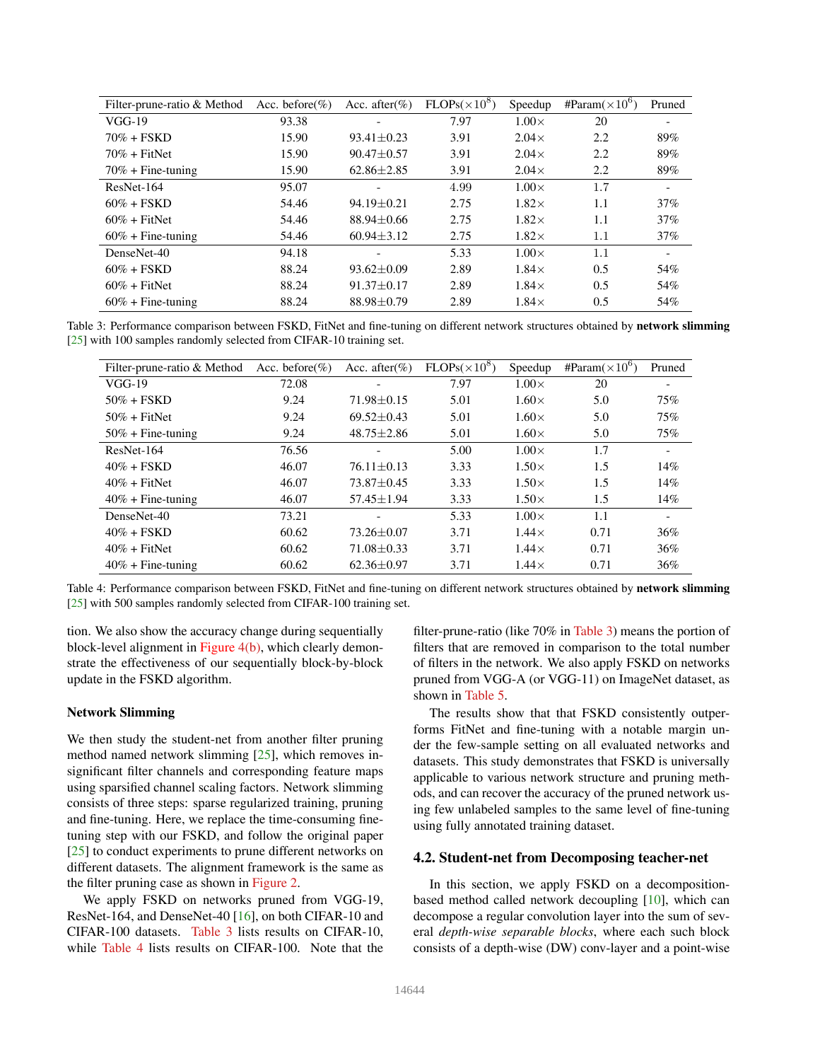| Filter-prune-ratio & Method | Acc. before(%) | Acc. after(%) | FLOPs($\times 10^8$) | Speedup | #Param($\times 10^6$) | Pruned |
|---|---|---|---|---|---|---|
| VGG-19 | 93.38 | - | 7.97 | 1.00× | 20 | - |
| 70% + FSKD | 15.90 | 93.41±0.23 | 3.91 | 2.04× | 2.2 | 89% |
| 70% + FitNet | 15.90 | 90.47±0.57 | 3.91 | 2.04× | 2.2 | 89% |
| 70% + Fine-tuning | 15.90 | 62.86±2.85 | 3.91 | 2.04× | 2.2 | 89% |
| ResNet-164 | 95.07 | - | 4.99 | 1.00× | 1.7 | - |
| 60% + FSKD | 54.46 | 94.19±0.21 | 2.75 | 1.82× | 1.1 | 37% |
| 60% + FitNet | 54.46 | 88.94±0.66 | 2.75 | 1.82× | 1.1 | 37% |
| 60% + Fine-tuning | 54.46 | 60.94±3.12 | 2.75 | 1.82× | 1.1 | 37% |
| DenseNet-40 | 94.18 | - | 5.33 | 1.00× | 1.1 | - |
| 60% + FSKD | 88.24 | 93.62±0.09 | 2.89 | 1.84× | 0.5 | 54% |
| 60% + FitNet | 88.24 | 91.37±0.17 | 2.89 | 1.84× | 0.5 | 54% |
| 60% + Fine-tuning | 88.24 | 88.98±0.79 | 2.89 | 1.84× | 0.5 | 54% |

Table 3: Performance comparison between FSKD, FitNet and fine-tuning on different network structures obtained by **network slimming** [25] with 100 samples randomly selected from CIFAR-10 training set.

| Filter-prune-ratio & Method | Acc. before(%) | Acc. after(%) | FLOPs($\times 10^8$) | Speedup | #Param($\times 10^6$) | Pruned |
|---|---|---|---|---|---|---|
| VGG-19 | 72.08 | - | 7.97 | 1.00× | 20 | - |
| 50% + FSKD | 9.24 | 71.98±0.15 | 5.01 | 1.60× | 5.0 | 75% |
| 50% + FitNet | 9.24 | 69.52±0.43 | 5.01 | 1.60× | 5.0 | 75% |
| 50% + Fine-tuning | 9.24 | 48.75±2.86 | 5.01 | 1.60× | 5.0 | 75% |
| ResNet-164 | 76.56 | - | 5.00 | 1.00× | 1.7 | - |
| 40% + FSKD | 46.07 | 76.11±0.13 | 3.33 | 1.50× | 1.5 | 14% |
| 40% + FitNet | 46.07 | 73.87±0.45 | 3.33 | 1.50× | 1.5 | 14% |
| 40% + Fine-tuning | 46.07 | 57.45±1.94 | 3.33 | 1.50× | 1.5 | 14% |
| DenseNet-40 | 73.21 | - | 5.33 | 1.00× | 1.1 | - |
| 40% + FSKD | 60.62 | 73.26±0.07 | 3.71 | 1.44× | 0.71 | 36% |
| 40% + FitNet | 60.62 | 71.08±0.33 | 3.71 | 1.44× | 0.71 | 36% |
| 40% + Fine-tuning | 60.62 | 62.36±0.97 | 3.71 | 1.44× | 0.71 | 36% |

Table 4: Performance comparison between FSKD, FitNet and fine-tuning on different network structures obtained by **network slimming** [25] with 500 samples randomly selected from CIFAR-100 training set.

tion. We also show the accuracy change during sequentially block-level alignment in Figure 4(b), which clearly demonstrate the effectiveness of our sequentially block-by-block update in the FSKD algorithm.

**Network Slimming**

We then study the student-net from another filter pruning method named network slimming [25], which removes insignificant filter channels and corresponding feature maps using sparsified channel scaling factors. Network slimming consists of three steps: sparse regularized training, pruning and fine-tuning. Here, we replace the time-consuming fine-tuning step with our FSKD, and follow the original paper [25] to conduct experiments to prune different networks on different datasets. The alignment framework is the same as the filter pruning case as shown in Figure 2.

We apply FSKD on networks pruned from VGG-19, ResNet-164, and DenseNet-40 [16], on both CIFAR-10 and CIFAR-100 datasets. Table 3 lists results on CIFAR-10, while Table 4 lists results on CIFAR-100. Note that the filter-prune-ratio (like 70% in Table 3) means the portion of filters that are removed in comparison to the total number of filters in the network. We also apply FSKD on networks pruned from VGG-A (or VGG-11) on ImageNet dataset, as shown in Table 5.

The results show that that FSKD consistently outperforms FitNet and fine-tuning with a notable margin under the few-sample setting on all evaluated networks and datasets. This study demonstrates that FSKD is universally applicable to various network structure and pruning methods, and can recover the accuracy of the pruned network using few unlabeled samples to the same level of fine-tuning using fully annotated training dataset.

## 4.2. Student-net from Decomposing teacher-net

In this section, we apply FSKD on a decomposition-based method called network decoupling [10], which can decompose a regular convolution layer into the sum of several *depth-wise separable blocks*, where each such block consists of a depth-wise (DW) conv-layer and a point-wise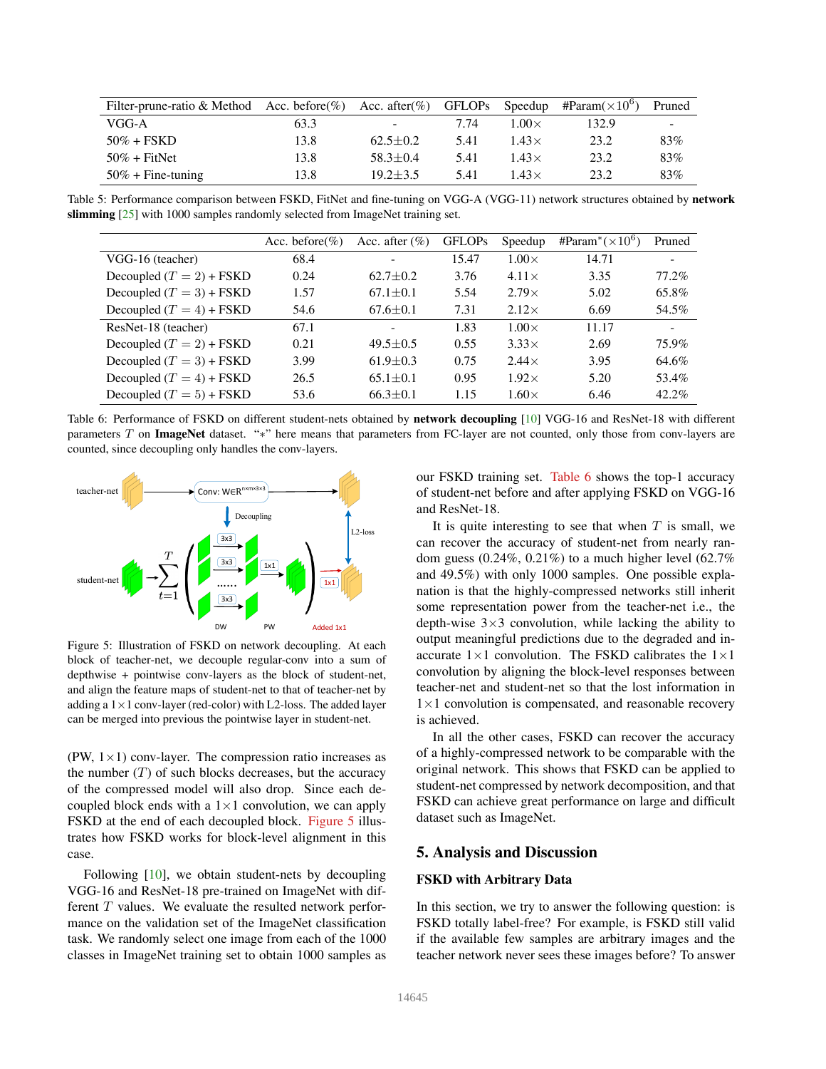| Filter-prune-ratio & Method | Acc. before(%) | Acc. after(%) | GFLOPs | Speedup | #Param($\times 10^6$) | Pruned |
|---|---|---|---|---|---|---|
| VGG-A | 63.3 | - | 7.74 | 1.00× | 132.9 | - |
| 50% + FSKD | 13.8 | 62.5±0.2 | 5.41 | 1.43× | 23.2 | 83% |
| 50% + FitNet | 13.8 | 58.3±0.4 | 5.41 | 1.43× | 23.2 | 83% |
| 50% + Fine-tuning | 13.8 | 19.2±3.5 | 5.41 | 1.43× | 23.2 | 83% |

Table 5: Performance comparison between FSKD, FitNet and fine-tuning on VGG-A (VGG-11) network structures obtained by **network slimming** [25] with 1000 samples randomly selected from ImageNet training set.

| | Acc. before(%) | Acc. after (%) | GFLOPs | Speedup | #Param*($\times 10^6$) | Pruned |
|---|---|---|---|---|---|---|
| VGG-16 (teacher) | 68.4 | - | 15.47 | 1.00× | 14.71 | - |
| Decoupled ($T=2$) + FSKD | 0.24 | 62.7±0.2 | 3.76 | 4.11× | 3.35 | 77.2% |
| Decoupled ($T=3$) + FSKD | 1.57 | 67.1±0.1 | 5.54 | 2.79× | 5.02 | 65.8% |
| Decoupled ($T=4$) + FSKD | 54.6 | 67.6±0.1 | 7.31 | 2.12× | 6.69 | 54.5% |
| ResNet-18 (teacher) | 67.1 | - | 1.83 | 1.00× | 11.17 | - |
| Decoupled ($T=2$) + FSKD | 0.21 | 49.5±0.5 | 0.55 | 3.33× | 2.69 | 75.9% |
| Decoupled ($T=3$) + FSKD | 3.99 | 61.9±0.3 | 0.75 | 2.44× | 3.95 | 64.6% |
| Decoupled ($T=4$) + FSKD | 26.5 | 65.1±0.1 | 0.95 | 1.92× | 5.20 | 53.4% |
| Decoupled ($T=5$) + FSKD | 53.6 | 66.3±0.1 | 1.15 | 1.60× | 6.46 | 42.2% |

Table 6: Performance of FSKD on different student-nets obtained by **network decoupling** [10] VGG-16 and ResNet-18 with different parameters $T$ on **ImageNet** dataset. "*" here means that parameters from FC-layer are not counted, only those from conv-layers are counted, since decoupling only handles the conv-layers.

Figure 5: Illustration of FSKD on network decoupling. At each block of teacher-net, we decouple regular-conv into a sum of depthwise + pointwise conv-layers as the block of student-net, and align the feature maps of student-net to that of teacher-net by adding a $1\times1$ conv-layer (red-color) with L2-loss. The added layer can be merged into previous the pointwise layer in student-net.

(PW, $1\times1$) conv-layer. The compression ratio increases as the number ($T$) of such blocks decreases, but the accuracy of the compressed model will also drop. Since each decoupled block ends with a $1\times1$ convolution, we can apply FSKD at the end of each decoupled block. Figure 5 illustrates how FSKD works for block-level alignment in this case.

Following [10], we obtain student-nets by decoupling VGG-16 and ResNet-18 pre-trained on ImageNet with different $T$ values. We evaluate the resulted network performance on the validation set of the ImageNet classification task. We randomly select one image from each of the 1000 classes in ImageNet training set to obtain 1000 samples as our FSKD training set. Table 6 shows the top-1 accuracy of student-net before and after applying FSKD on VGG-16 and ResNet-18.

It is quite interesting to see that when $T$ is small, we can recover the accuracy of student-net from nearly random guess (0.24%, 0.21%) to a much higher level (62.7% and 49.5%) with only 1000 samples. One possible explanation is that the highly-compressed networks still inherit some representation power from the teacher-net i.e., the depth-wise $3\times3$ convolution, while lacking the ability to output meaningful predictions due to the degraded and inaccurate $1\times1$ convolution. The FSKD calibrates the $1\times1$ convolution by aligning the block-level responses between teacher-net and student-net so that the lost information in $1\times1$ convolution is compensated, and reasonable recovery is achieved.

In all the other cases, FSKD can recover the accuracy of a highly-compressed network to be comparable with the original network. This shows that FSKD can be applied to student-net compressed by network decomposition, and that FSKD can achieve great performance on large and difficult dataset such as ImageNet.

## 5. Analysis and Discussion

### FSKD with Arbitrary Data

In this section, we try to answer the following question: is FSKD totally label-free? For example, is FSKD still valid if the available few samples are arbitrary images and the teacher network never sees these images before? To answer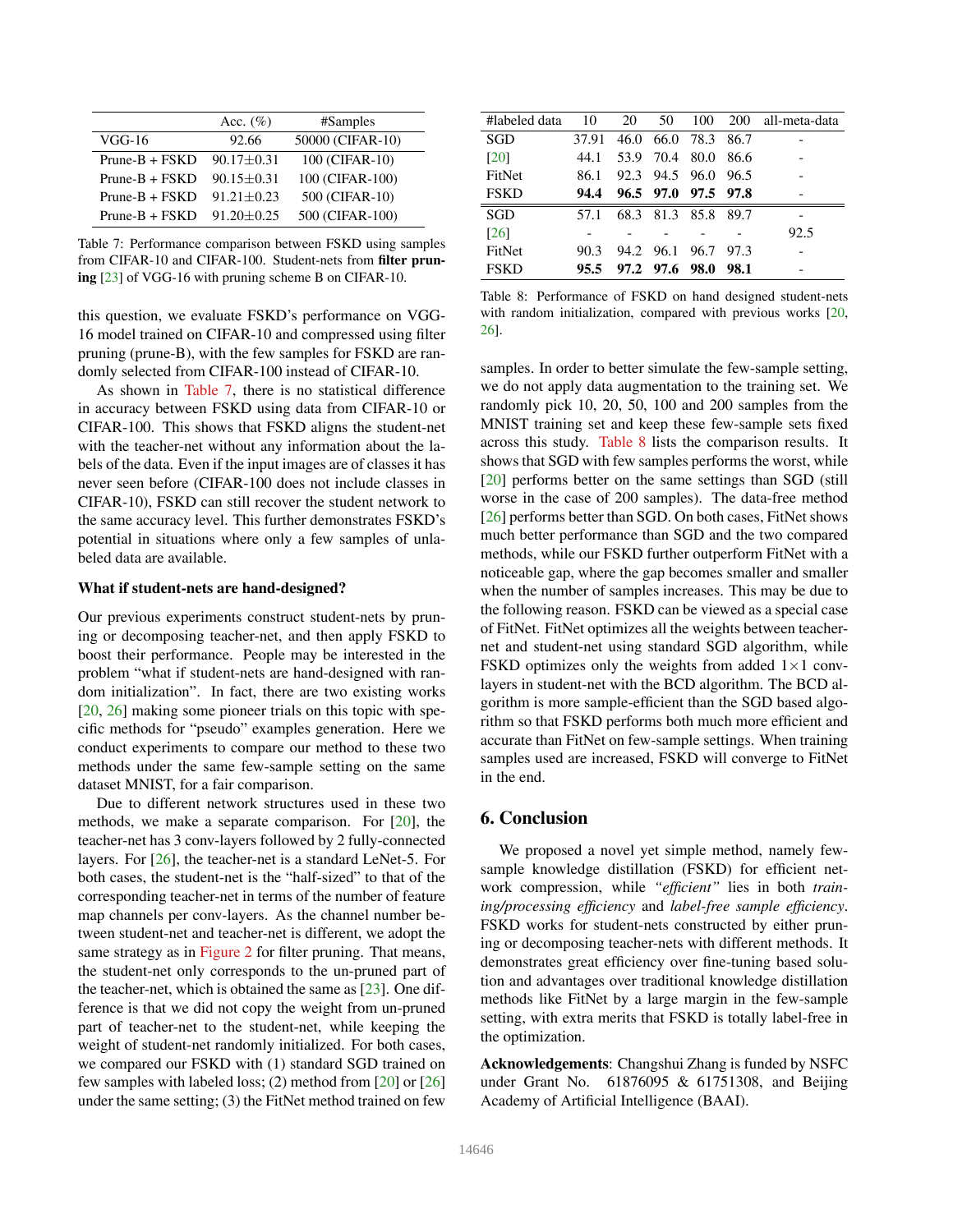|  | Acc. (%) | #Samples |
|---|---|---|
| VGG-16 | 92.66 | 50000 (CIFAR-10) |
| Prune-B + FSKD | 90.17±0.31 | 100 (CIFAR-10) |
| Prune-B + FSKD | 90.15±0.31 | 100 (CIFAR-100) |
| Prune-B + FSKD | 91.21±0.23 | 500 (CIFAR-10) |
| Prune-B + FSKD | 91.20±0.25 | 500 (CIFAR-100) |

Table 7: Performance comparison between FSKD using samples from CIFAR-10 and CIFAR-100. Student-nets from **filter pruning** [23] of VGG-16 with pruning scheme B on CIFAR-10.

this question, we evaluate FSKD's performance on VGG-16 model trained on CIFAR-10 and compressed using filter pruning (prune-B), with the few samples for FSKD are randomly selected from CIFAR-100 instead of CIFAR-10.

As shown in Table 7, there is no statistical difference in accuracy between FSKD using data from CIFAR-10 or CIFAR-100. This shows that FSKD aligns the student-net with the teacher-net without any information about the labels of the data. Even if the input images are of classes it has never seen before (CIFAR-100 does not include classes in CIFAR-10), FSKD can still recover the student network to the same accuracy level. This further demonstrates FSKD's potential in situations where only a few samples of unlabeled data are available.

**What if student-nets are hand-designed?**

Our previous experiments construct student-nets by pruning or decomposing teacher-net, and then apply FSKD to boost their performance. People may be interested in the problem "what if student-nets are hand-designed with random initialization". In fact, there are two existing works [20, 26] making some pioneer trials on this topic with specific methods for "pseudo" examples generation. Here we conduct experiments to compare our method to these two methods under the same few-sample setting on the same dataset MNIST, for a fair comparison.

Due to different network structures used in these two methods, we make a separate comparison. For [20], the teacher-net has 3 conv-layers followed by 2 fully-connected layers. For [26], the teacher-net is a standard LeNet-5. For both cases, the student-net is the "half-sized" to that of the corresponding teacher-net in terms of the number of feature map channels per conv-layers. As the channel number between student-net and teacher-net is different, we adopt the same strategy as in Figure 2 for filter pruning. That means, the student-net only corresponds to the un-pruned part of the teacher-net, which is obtained the same as [23]. One difference is that we did not copy the weight from un-pruned part of teacher-net to the student-net, while keeping the weight of student-net randomly initialized. For both cases, we compared our FSKD with (1) standard SGD trained on few samples with labeled loss; (2) method from [20] or [26] under the same setting; (3) the FitNet method trained on few

| #labeled data | 10 | 20 | 50 | 100 | 200 | all-meta-data |
|---|---|---|---|---|---|---|
| SGD | 37.91 | 46.0 | 66.0 | 78.3 | 86.7 | - |
| [20] | 44.1 | 53.9 | 70.4 | 80.0 | 86.6 | - |
| FitNet | 86.1 | 92.3 | 94.5 | 96.0 | 96.5 | - |
| FSKD | **94.4** | **96.5** | **97.0** | **97.5** | **97.8** | - |
| SGD | 57.1 | 68.3 | 81.3 | 85.8 | 89.7 | - |
| [26] | - | - | - | - | - | 92.5 |
| FitNet | 90.3 | 94.2 | 96.1 | 96.7 | 97.3 | - |
| FSKD | **95.5** | **97.2** | **97.6** | **98.0** | **98.1** | - |

Table 8: Performance of FSKD on hand designed student-nets with random initialization, compared with previous works [20, 26].

samples. In order to better simulate the few-sample setting, we do not apply data augmentation to the training set. We randomly pick 10, 20, 50, 100 and 200 samples from the MNIST training set and keep these few-sample sets fixed across this study. Table 8 lists the comparison results. It shows that SGD with few samples performs the worst, while [20] performs better on the same settings than SGD (still worse in the case of 200 samples). The data-free method [26] performs better than SGD. On both cases, FitNet shows much better performance than SGD and the two compared methods, while our FSKD further outperform FitNet with a noticeable gap, where the gap becomes smaller and smaller when the number of samples increases. This may be due to the following reason. FSKD can be viewed as a special case of FitNet. FitNet optimizes all the weights between teacher-net and student-net using standard SGD algorithm, while FSKD optimizes only the weights from added $1\times1$ conv-layers in student-net with the BCD algorithm. The BCD algorithm is more sample-efficient than the SGD based algorithm so that FSKD performs both much more efficient and accurate than FitNet on few-sample settings. When training samples used are increased, FSKD will converge to FitNet in the end.

## 6. Conclusion

We proposed a novel yet simple method, namely few-sample knowledge distillation (FSKD) for efficient network compression, while *"efficient"* lies in both *training/processing efficiency* and *label-free sample efficiency*. FSKD works for student-nets constructed by either pruning or decomposing teacher-nets with different methods. It demonstrates great efficiency over fine-tuning based solution and advantages over traditional knowledge distillation methods like FitNet by a large margin in the few-sample setting, with extra merits that FSKD is totally label-free in the optimization.

**Acknowledgements**: Changshui Zhang is funded by NSFC under Grant No. 61876095 & 61751308, and Beijing Academy of Artificial Intelligence (BAAI).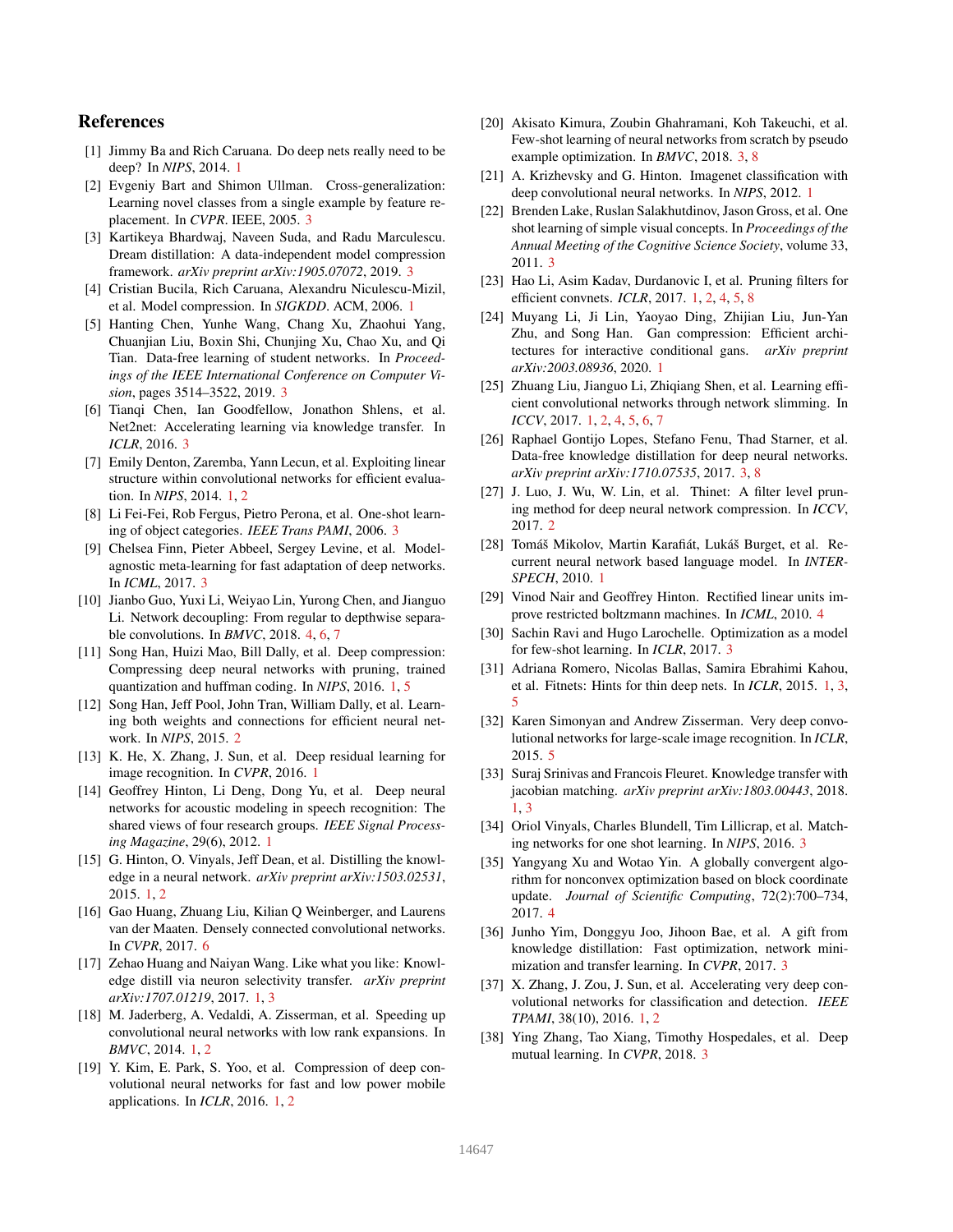## References

[1] Jimmy Ba and Rich Caruana. Do deep nets really need to be deep? In *NIPS*, 2014. 1

[2] Evgeniy Bart and Shimon Ullman. Cross-generalization: Learning novel classes from a single example by feature replacement. In *CVPR*. IEEE, 2005. 3

[3] Kartikeya Bhardwaj, Naveen Suda, and Radu Marculescu. Dream distillation: A data-independent model compression framework. *arXiv preprint arXiv:1905.07072*, 2019. 3

[4] Cristian Bucila, Rich Caruana, Alexandru Niculescu-Mizil, et al. Model compression. In *SIGKDD*. ACM, 2006. 1

[5] Hanting Chen, Yunhe Wang, Chang Xu, Zhaohui Yang, Chuanjian Liu, Boxin Shi, Chunjing Xu, Chao Xu, and Qi Tian. Data-free learning of student networks. In *Proceedings of the IEEE International Conference on Computer Vision*, pages 3514–3522, 2019. 3

[6] Tianqi Chen, Ian Goodfellow, Jonathon Shlens, et al. Net2net: Accelerating learning via knowledge transfer. In *ICLR*, 2016. 3

[7] Emily Denton, Zaremba, Yann Lecun, et al. Exploiting linear structure within convolutional networks for efficient evaluation. In *NIPS*, 2014. 1, 2

[8] Li Fei-Fei, Rob Fergus, Pietro Perona, et al. One-shot learning of object categories. *IEEE Trans PAMI*, 2006. 3

[9] Chelsea Finn, Pieter Abbeel, Sergey Levine, et al. Model-agnostic meta-learning for fast adaptation of deep networks. In *ICML*, 2017. 3

[10] Jianbo Guo, Yuxi Li, Weiyao Lin, Yurong Chen, and Jianguo Li. Network decoupling: From regular to depthwise separable convolutions. In *BMVC*, 2018. 4, 6, 7

[11] Song Han, Huizi Mao, Bill Dally, et al. Deep compression: Compressing deep neural networks with pruning, trained quantization and huffman coding. In *NIPS*, 2016. 1, 5

[12] Song Han, Jeff Pool, John Tran, William Dally, et al. Learning both weights and connections for efficient neural network. In *NIPS*, 2015. 2

[13] K. He, X. Zhang, J. Sun, et al. Deep residual learning for image recognition. In *CVPR*, 2016. 1

[14] Geoffrey Hinton, Li Deng, Dong Yu, et al. Deep neural networks for acoustic modeling in speech recognition: The shared views of four research groups. *IEEE Signal Processing Magazine*, 29(6), 2012. 1

[15] G. Hinton, O. Vinyals, Jeff Dean, et al. Distilling the knowledge in a neural network. *arXiv preprint arXiv:1503.02531*, 2015. 1, 2

[16] Gao Huang, Zhuang Liu, Kilian Q Weinberger, and Laurens van der Maaten. Densely connected convolutional networks. In *CVPR*, 2017. 6

[17] Zehao Huang and Naiyan Wang. Like what you like: Knowledge distill via neuron selectivity transfer. *arXiv preprint arXiv:1707.01219*, 2017. 1, 3

[18] M. Jaderberg, A. Vedaldi, A. Zisserman, et al. Speeding up convolutional neural networks with low rank expansions. In *BMVC*, 2014. 1, 2

[19] Y. Kim, E. Park, S. Yoo, et al. Compression of deep convolutional neural networks for fast and low power mobile applications. In *ICLR*, 2016. 1, 2

[20] Akisato Kimura, Zoubin Ghahramani, Koh Takeuchi, et al. Few-shot learning of neural networks from scratch by pseudo example optimization. In *BMVC*, 2018. 3, 8

[21] A. Krizhevsky and G. Hinton. Imagenet classification with deep convolutional neural networks. In *NIPS*, 2012. 1

[22] Brenden Lake, Ruslan Salakhutdinov, Jason Gross, et al. One shot learning of simple visual concepts. In *Proceedings of the Annual Meeting of the Cognitive Science Society*, volume 33, 2011. 3

[23] Hao Li, Asim Kadav, Durdanovic I, et al. Pruning filters for efficient convnets. *ICLR*, 2017. 1, 2, 4, 5, 8

[24] Muyang Li, Ji Lin, Yaoyao Ding, Zhijian Liu, Jun-Yan Zhu, and Song Han. Gan compression: Efficient architectures for interactive conditional gans. *arXiv preprint arXiv:2003.08936*, 2020. 1

[25] Zhuang Liu, Jianguo Li, Zhiqiang Shen, et al. Learning efficient convolutional networks through network slimming. In *ICCV*, 2017. 1, 2, 4, 5, 6, 7

[26] Raphael Gontijo Lopes, Stefano Fenu, Thad Starner, et al. Data-free knowledge distillation for deep neural networks. *arXiv preprint arXiv:1710.07535*, 2017. 3, 8

[27] J. Luo, J. Wu, W. Lin, et al. Thinet: A filter level pruning method for deep neural network compression. In *ICCV*, 2017. 2

[28] Tomáš Mikolov, Martin Karafiát, Lukáš Burget, et al. Recurrent neural network based language model. In *INTERSPECH*, 2010. 1

[29] Vinod Nair and Geoffrey Hinton. Rectified linear units improve restricted boltzmann machines. In *ICML*, 2010. 4

[30] Sachin Ravi and Hugo Larochelle. Optimization as a model for few-shot learning. In *ICLR*, 2017. 3

[31] Adriana Romero, Nicolas Ballas, Samira Ebrahimi Kahou, et al. Fitnets: Hints for thin deep nets. In *ICLR*, 2015. 1, 3, 5

[32] Karen Simonyan and Andrew Zisserman. Very deep convolutional networks for large-scale image recognition. In *ICLR*, 2015. 5

[33] Suraj Srinivas and Francois Fleuret. Knowledge transfer with jacobian matching. *arXiv preprint arXiv:1803.00443*, 2018. 1, 3

[34] Oriol Vinyals, Charles Blundell, Tim Lillicrap, et al. Matching networks for one shot learning. In *NIPS*, 2016. 3

[35] Yangyang Xu and Wotao Yin. A globally convergent algorithm for nonconvex optimization based on block coordinate update. *Journal of Scientific Computing*, 72(2):700–734, 2017. 4

[36] Junho Yim, Donggyu Joo, Jihoon Bae, et al. A gift from knowledge distillation: Fast optimization, network minimization and transfer learning. In *CVPR*, 2017. 3

[37] X. Zhang, J. Zou, J. Sun, et al. Accelerating very deep convolutional networks for classification and detection. *IEEE TPAMI*, 38(10), 2016. 1, 2

[38] Ying Zhang, Tao Xiang, Timothy Hospedales, et al. Deep mutual learning. In *CVPR*, 2018. 3